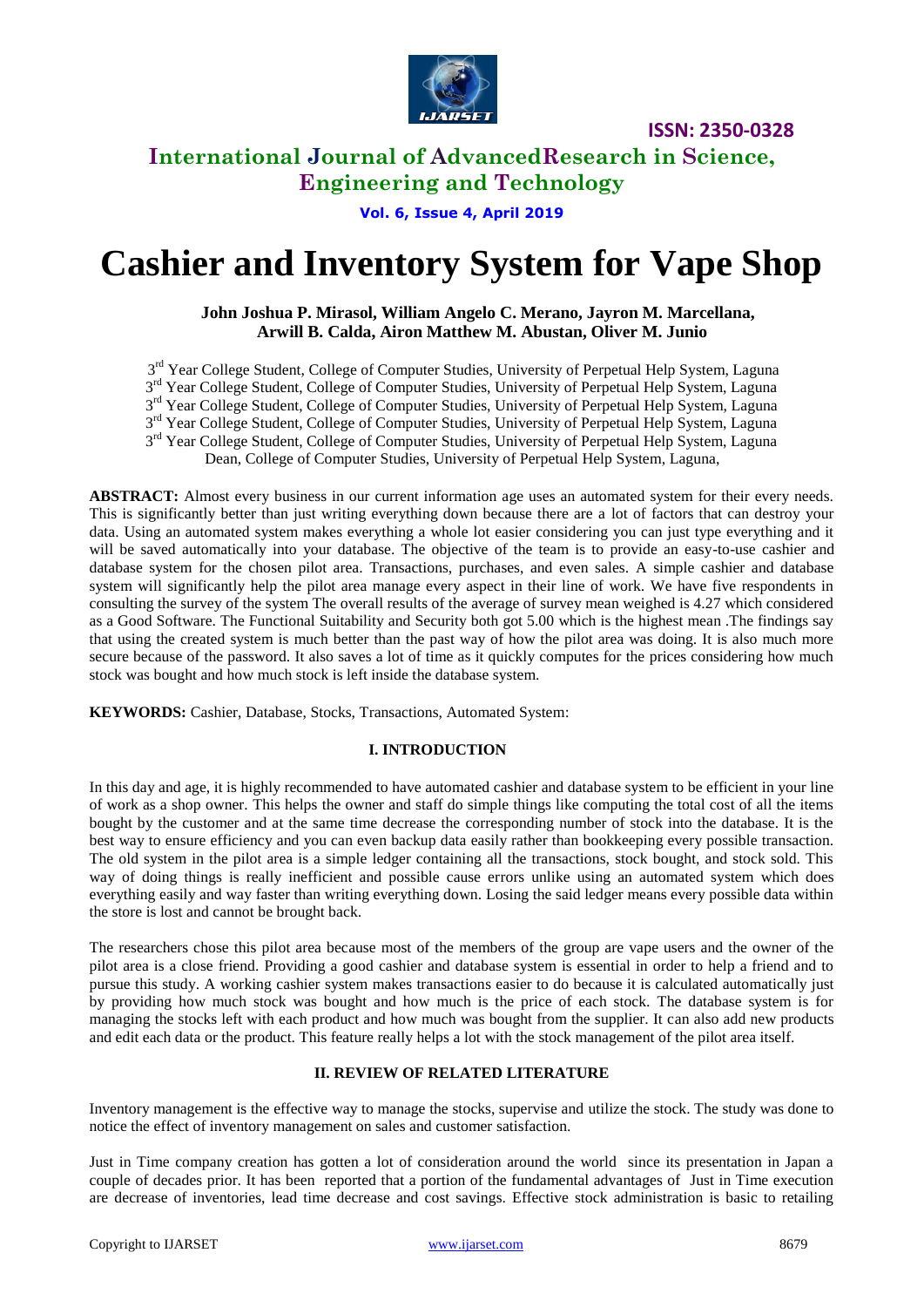# Cashier and Inventory System for Vape Shop

**John Joshua P. Mirasol, William Angelo C. Merano, Jayron M. Marcellana, Arwill B. Calda, Airon Matthew M. Abustan, Oliver M. Junio**

3rd Year College Student, College of Computer Studies, University of Perpetual Help System, Laguna
3rd Year College Student, College of Computer Studies, University of Perpetual Help System, Laguna
3rd Year College Student, College of Computer Studies, University of Perpetual Help System, Laguna
3rd Year College Student, College of Computer Studies, University of Perpetual Help System, Laguna
3rd Year College Student, College of Computer Studies, University of Perpetual Help System, Laguna
Dean, College of Computer Studies, University of Perpetual Help System, Laguna,

**ABSTRACT:** Almost every business in our current information age uses an automated system for their every needs. This is significantly better than just writing everything down because there are a lot of factors that can destroy your data. Using an automated system makes everything a whole lot easier considering you can just type everything and it will be saved automatically into your database. The objective of the team is to provide an easy-to-use cashier and database system for the chosen pilot area. Transactions, purchases, and even sales. A simple cashier and database system will significantly help the pilot area manage every aspect in their line of work. We have five respondents in consulting the survey of the system The overall results of the average of survey mean weighed is 4.27 which considered as a Good Software. The Functional Suitability and Security both got 5.00 which is the highest mean .The findings say that using the created system is much better than the past way of how the pilot area was doing. It is also much more secure because of the password. It also saves a lot of time as it quickly computes for the prices considering how much stock was bought and how much stock is left inside the database system.

**KEYWORDS:** Cashier, Database, Stocks, Transactions, Automated System:

## I. INTRODUCTION

In this day and age, it is highly recommended to have automated cashier and database system to be efficient in your line of work as a shop owner. This helps the owner and staff do simple things like computing the total cost of all the items bought by the customer and at the same time decrease the corresponding number of stock into the database. It is the best way to ensure efficiency and you can even backup data easily rather than bookkeeping every possible transaction. The old system in the pilot area is a simple ledger containing all the transactions, stock bought, and stock sold. This way of doing things is really inefficient and possible cause errors unlike using an automated system which does everything easily and way faster than writing everything down. Losing the said ledger means every possible data within the store is lost and cannot be brought back.

The researchers chose this pilot area because most of the members of the group are vape users and the owner of the pilot area is a close friend. Providing a good cashier and database system is essential in order to help a friend and to pursue this study. A working cashier system makes transactions easier to do because it is calculated automatically just by providing how much stock was bought and how much is the price of each stock. The database system is for managing the stocks left with each product and how much was bought from the supplier. It can also add new products and edit each data or the product. This feature really helps a lot with the stock management of the pilot area itself.

## II. REVIEW OF RELATED LITERATURE

Inventory management is the effective way to manage the stocks, supervise and utilize the stock. The study was done to notice the effect of inventory management on sales and customer satisfaction.

Just in Time company creation has gotten a lot of consideration around the world since its presentation in Japan a couple of decades prior. It has been reported that a portion of the fundamental advantages of Just in Time execution are decrease of inventories, lead time decrease and cost savings. Effective stock administration is basic to retailing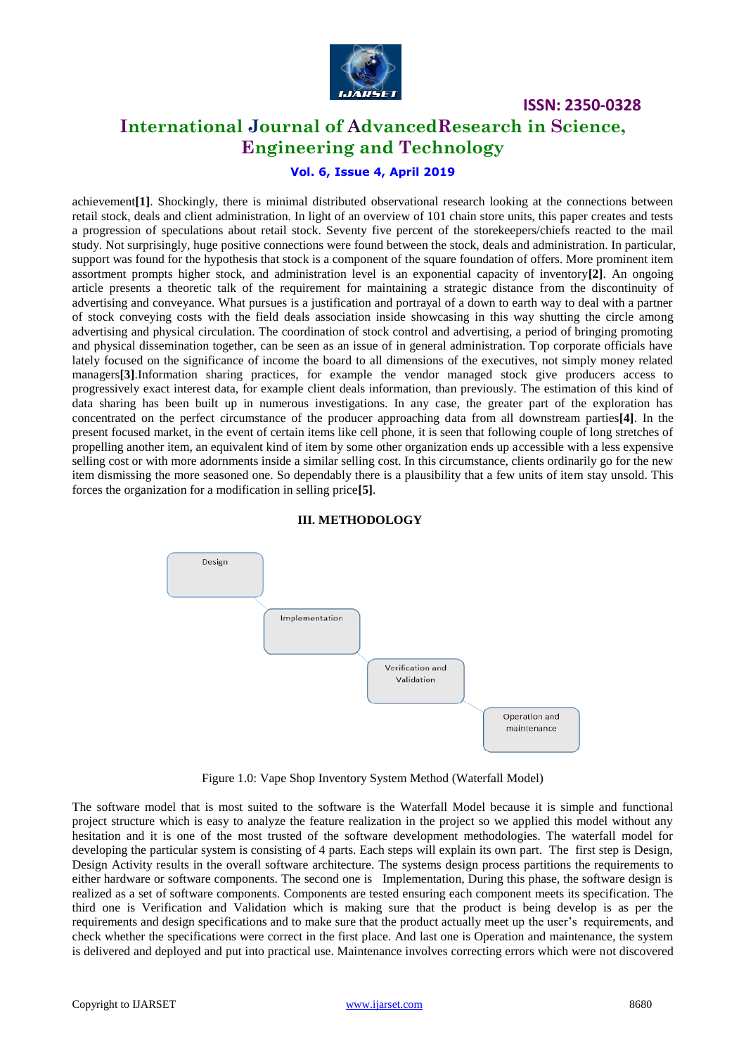achievement**[1]**. Shockingly, there is minimal distributed observational research looking at the connections between retail stock, deals and client administration. In light of an overview of 101 chain store units, this paper creates and tests a progression of speculations about retail stock. Seventy five percent of the storekeepers/chiefs reacted to the mail study. Not surprisingly, huge positive connections were found between the stock, deals and administration. In particular, support was found for the hypothesis that stock is a component of the square foundation of offers. More prominent item assortment prompts higher stock, and administration level is an exponential capacity of inventory**[2]**. An ongoing article presents a theoretic talk of the requirement for maintaining a strategic distance from the discontinuity of advertising and conveyance. What pursues is a justification and portrayal of a down to earth way to deal with a partner of stock conveying costs with the field deals association inside showcasing in this way shutting the circle among advertising and physical circulation. The coordination of stock control and advertising, a period of bringing promoting and physical dissemination together, can be seen as an issue of in general administration. Top corporate officials have lately focused on the significance of income the board to all dimensions of the executives, not simply money related managers**[3]**.Information sharing practices, for example the vendor managed stock give producers access to progressively exact interest data, for example client deals information, than previously. The estimation of this kind of data sharing has been built up in numerous investigations. In any case, the greater part of the exploration has concentrated on the perfect circumstance of the producer approaching data from all downstream parties**[4]**. In the present focused market, in the event of certain items like cell phone, it is seen that following couple of long stretches of propelling another item, an equivalent kind of item by some other organization ends up accessible with a less expensive selling cost or with more adornments inside a similar selling cost. In this circumstance, clients ordinarily go for the new item dismissing the more seasoned one. So dependably there is a plausibility that a few units of item stay unsold. This forces the organization for a modification in selling price**[5]**.

## III. METHODOLOGY

Design → Implementation → Verification and Validation → Operation and maintenance

Figure 1.0: Vape Shop Inventory System Method (Waterfall Model)

The software model that is most suited to the software is the Waterfall Model because it is simple and functional project structure which is easy to analyze the feature realization in the project so we applied this model without any hesitation and it is one of the most trusted of the software development methodologies. The waterfall model for developing the particular system is consisting of 4 parts. Each steps will explain its own part. The first step is Design, Design Activity results in the overall software architecture. The systems design process partitions the requirements to either hardware or software components. The second one is Implementation, During this phase, the software design is realized as a set of software components. Components are tested ensuring each component meets its specification. The third one is Verification and Validation which is making sure that the product is being develop is as per the requirements and design specifications and to make sure that the product actually meet up the user's requirements, and check whether the specifications were correct in the first place. And last one is Operation and maintenance, the system is delivered and deployed and put into practical use. Maintenance involves correcting errors which were not discovered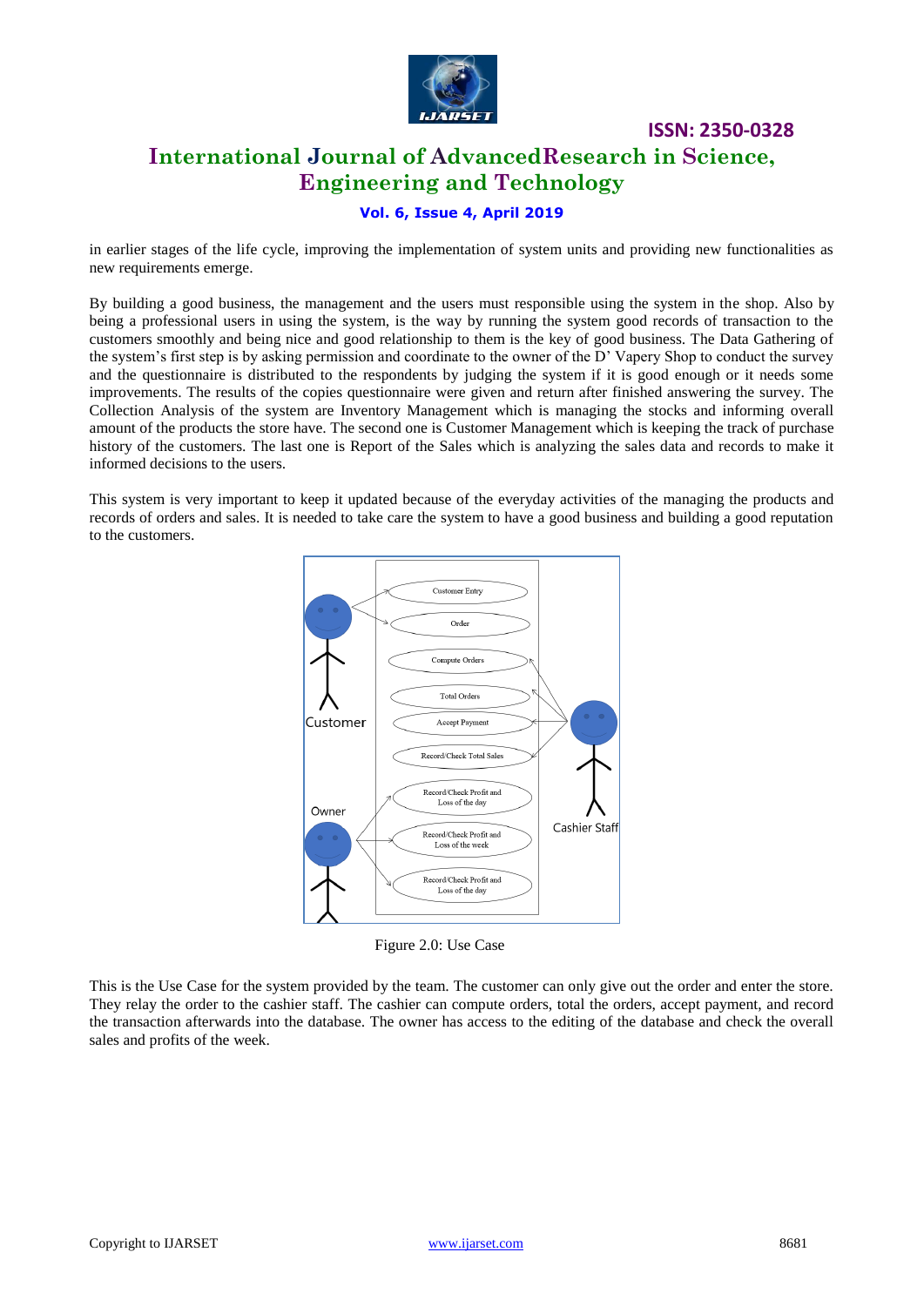in earlier stages of the life cycle, improving the implementation of system units and providing new functionalities as new requirements emerge.

By building a good business, the management and the users must responsible using the system in the shop. Also by being a professional users in using the system, is the way by running the system good records of transaction to the customers smoothly and being nice and good relationship to them is the key of good business. The Data Gathering of the system's first step is by asking permission and coordinate to the owner of the D' Vapery Shop to conduct the survey and the questionnaire is distributed to the respondents by judging the system if it is good enough or it needs some improvements. The results of the copies questionnaire were given and return after finished answering the survey. The Collection Analysis of the system are Inventory Management which is managing the stocks and informing overall amount of the products the store have. The second one is Customer Management which is keeping the track of purchase history of the customers. The last one is Report of the Sales which is analyzing the sales data and records to make it informed decisions to the users.

This system is very important to keep it updated because of the everyday activities of the managing the products and records of orders and sales. It is needed to take care the system to have a good business and building a good reputation to the customers.

Figure 2.0: Use Case

This is the Use Case for the system provided by the team. The customer can only give out the order and enter the store. They relay the order to the cashier staff. The cashier can compute orders, total the orders, accept payment, and record the transaction afterwards into the database. The owner has access to the editing of the database and check the overall sales and profits of the week.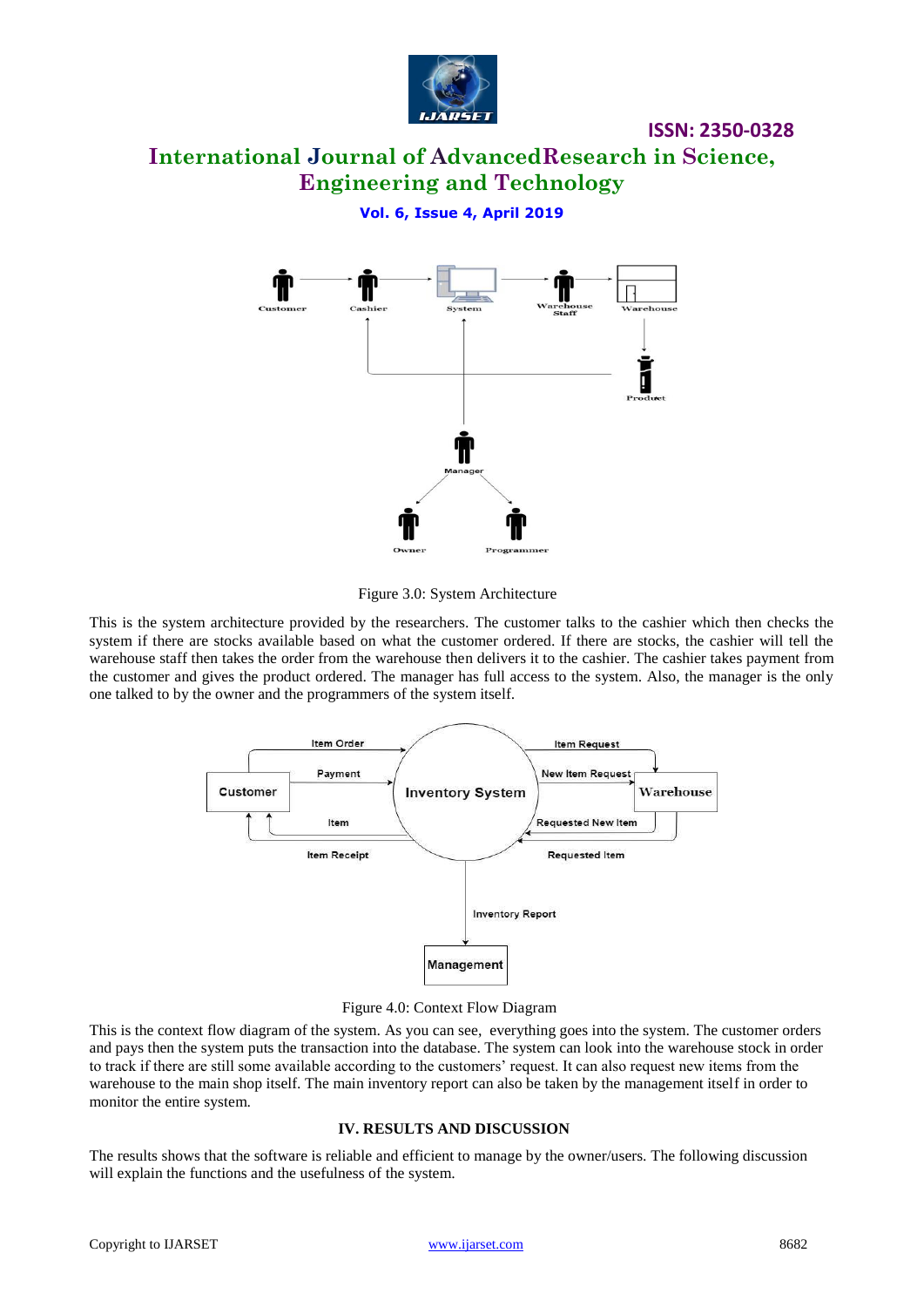Figure 3.0: System Architecture

This is the system architecture provided by the researchers. The customer talks to the cashier which then checks the system if there are stocks available based on what the customer ordered. If there are stocks, the cashier will tell the warehouse staff then takes the order from the warehouse then delivers it to the cashier. The cashier takes payment from the customer and gives the product ordered. The manager has full access to the system. Also, the manager is the only one talked to by the owner and the programmers of the system itself.

Figure 4.0: Context Flow Diagram

This is the context flow diagram of the system. As you can see, everything goes into the system. The customer orders and pays then the system puts the transaction into the database. The system can look into the warehouse stock in order to track if there are still some available according to the customers' request. It can also request new items from the warehouse to the main shop itself. The main inventory report can also be taken by the management itself in order to monitor the entire system.

## IV. RESULTS AND DISCUSSION

The results shows that the software is reliable and efficient to manage by the owner/users. The following discussion will explain the functions and the usefulness of the system.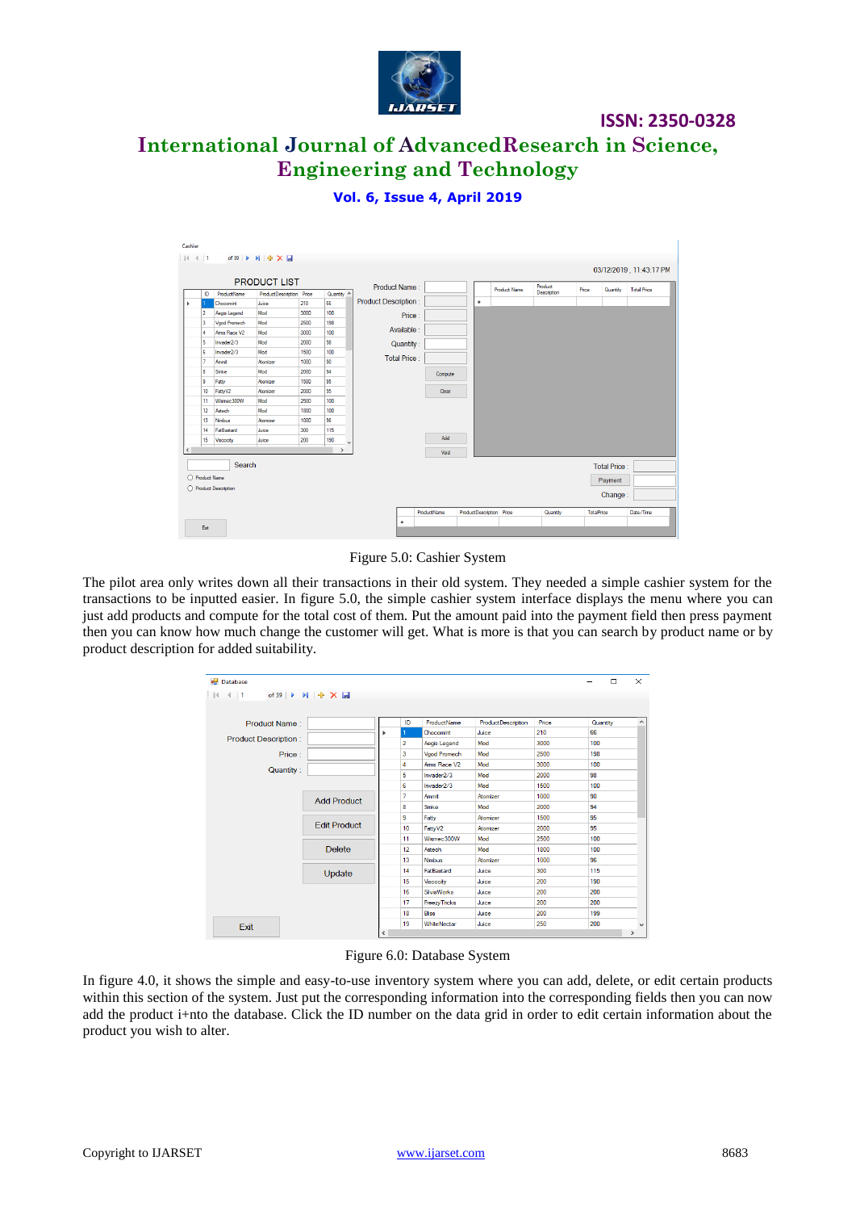Figure 5.0: Cashier System

The pilot area only writes down all their transactions in their old system. They needed a simple cashier system for the transactions to be inputted easier. In figure 5.0, the simple cashier system interface displays the menu where you can just add products and compute for the total cost of them. Put the amount paid into the payment field then press payment then you can know how much change the customer will get. What is more is that you can search by product name or by product description for added suitability.

Figure 6.0: Database System

In figure 4.0, it shows the simple and easy-to-use inventory system where you can add, delete, or edit certain products within this section of the system. Just put the corresponding information into the corresponding fields then you can now add the product i+nto the database. Click the ID number on the data grid in order to edit certain information about the product you wish to alter.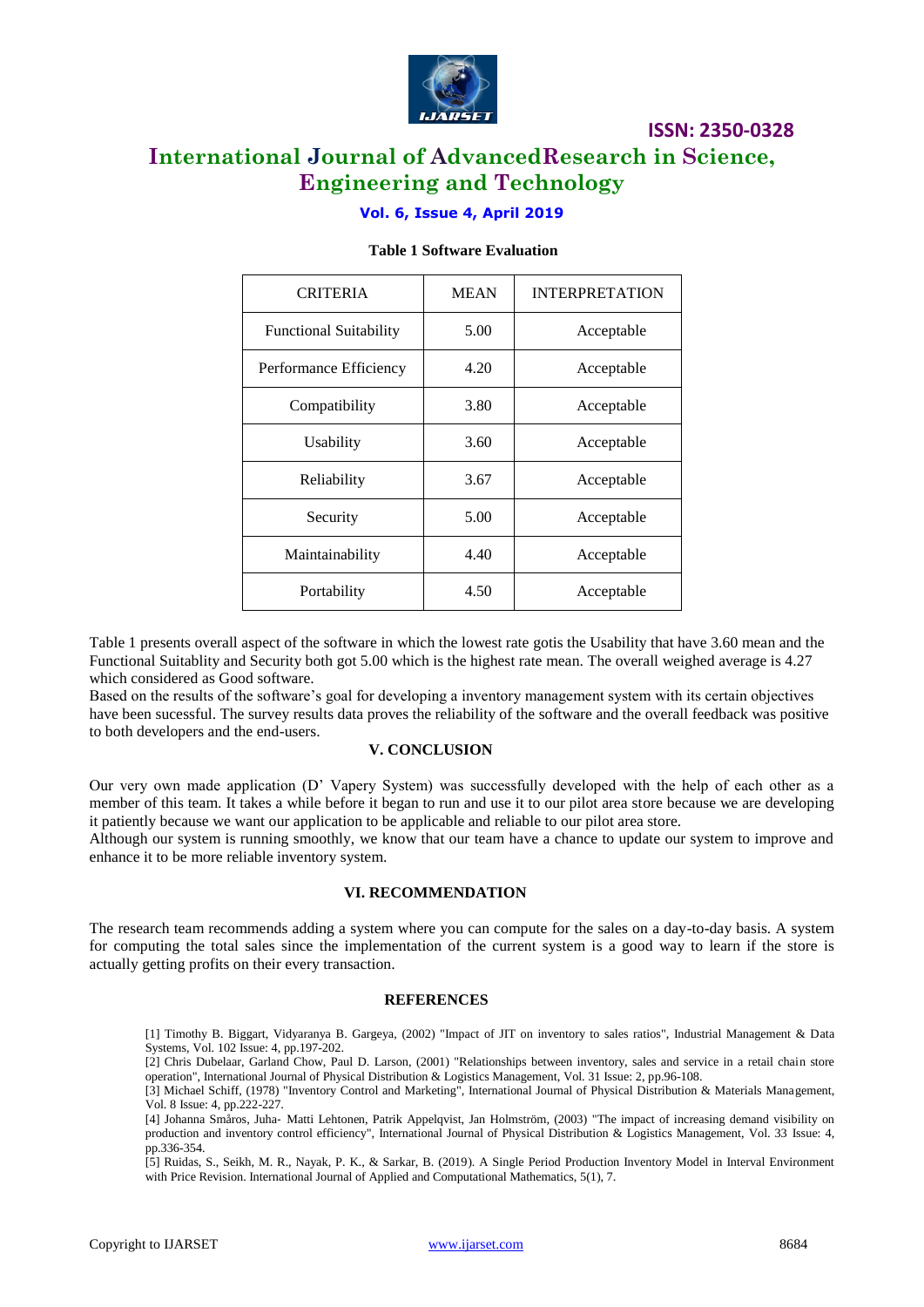**Table 1 Software Evaluation**

| CRITERIA | MEAN | INTERPRETATION |
|---|---|---|
| Functional Suitability | 5.00 | Acceptable |
| Performance Efficiency | 4.20 | Acceptable |
| Compatibility | 3.80 | Acceptable |
| Usability | 3.60 | Acceptable |
| Reliability | 3.67 | Acceptable |
| Security | 5.00 | Acceptable |
| Maintainability | 4.40 | Acceptable |
| Portability | 4.50 | Acceptable |

Table 1 presents overall aspect of the software in which the lowest rate gotis the Usability that have 3.60 mean and the Functional Suitablity and Security both got 5.00 which is the highest rate mean. The overall weighed average is 4.27 which considered as Good software.

Based on the results of the software's goal for developing a inventory management system with its certain objectives have been sucessful. The survey results data proves the reliability of the software and the overall feedback was positive to both developers and the end-users.

## V. CONCLUSION

Our very own made application (D' Vapery System) was successfully developed with the help of each other as a member of this team. It takes a while before it began to run and use it to our pilot area store because we are developing it patiently because we want our application to be applicable and reliable to our pilot area store.

Although our system is running smoothly, we know that our team have a chance to update our system to improve and enhance it to be more reliable inventory system.

## VI. RECOMMENDATION

The research team recommends adding a system where you can compute for the sales on a day-to-day basis. A system for computing the total sales since the implementation of the current system is a good way to learn if the store is actually getting profits on their every transaction.

## REFERENCES

[1] Timothy B. Biggart, Vidyaranya B. Gargeya, (2002) "Impact of JIT on inventory to sales ratios", Industrial Management & Data Systems, Vol. 102 Issue: 4, pp.197-202.

[2] Chris Dubelaar, Garland Chow, Paul D. Larson, (2001) "Relationships between inventory, sales and service in a retail chain store operation", International Journal of Physical Distribution & Logistics Management, Vol. 31 Issue: 2, pp.96-108.

[3] Michael Schiff, (1978) "Inventory Control and Marketing", International Journal of Physical Distribution & Materials Management, Vol. 8 Issue: 4, pp.222-227.

[4] Johanna Småros, Juha- Matti Lehtonen, Patrik Appelqvist, Jan Holmström, (2003) "The impact of increasing demand visibility on production and inventory control efficiency", International Journal of Physical Distribution & Logistics Management, Vol. 33 Issue: 4, pp.336-354.

[5] Ruidas, S., Seikh, M. R., Nayak, P. K., & Sarkar, B. (2019). A Single Period Production Inventory Model in Interval Environment with Price Revision. International Journal of Applied and Computational Mathematics, 5(1), 7.